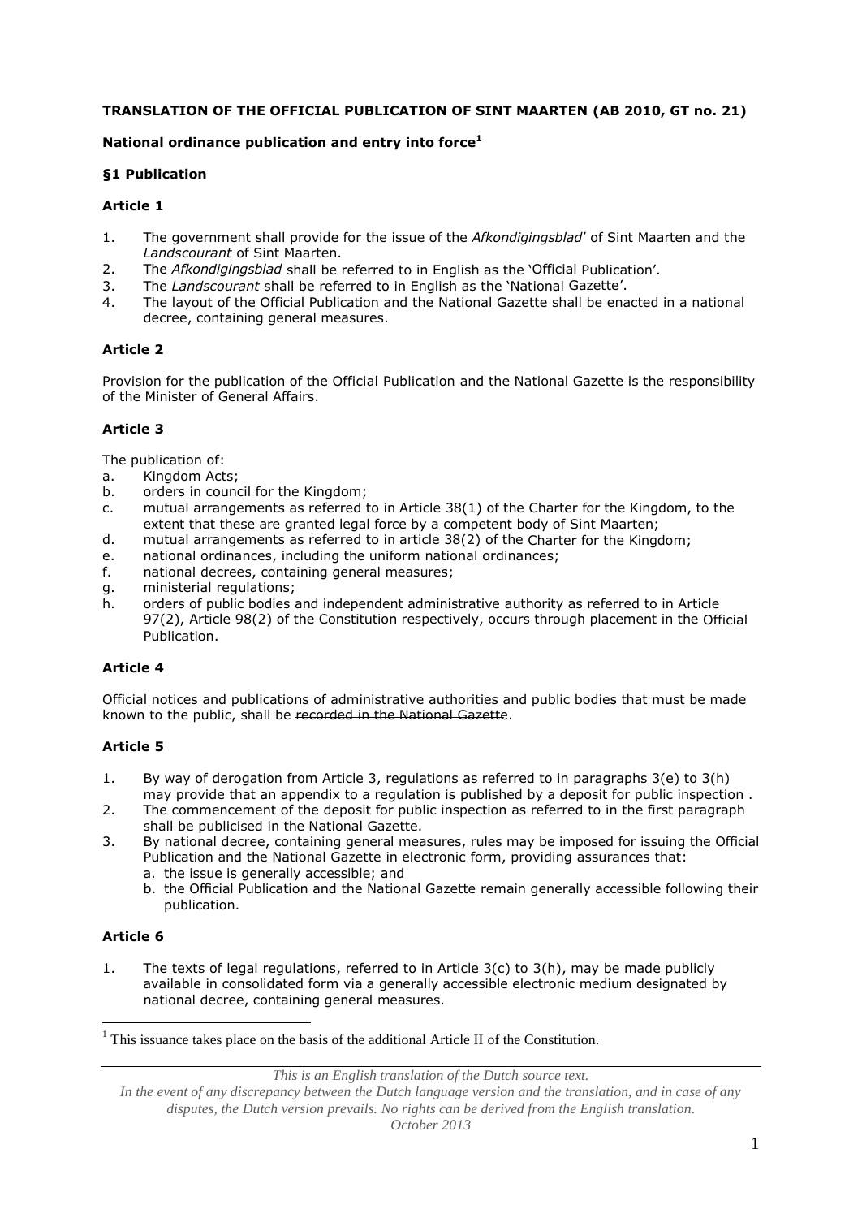**TRANSLATION OF THE OFFICIAL PUBLICATION OF SINT MAARTEN (AB 2010, GT no. 21)**

**National ordinance publication and entry into force**[1]

**§1 Publication**

**Article 1**

1. The government shall provide for the issue of the *Afkondigingsblad*' of Sint Maarten and the *Landscourant* of Sint Maarten.
2. The *Afkondigingsblad* shall be referred to in English as the 'Official Publication'.
3. The *Landscourant* shall be referred to in English as the 'National Gazette'.
4. The layout of the Official Publication and the National Gazette shall be enacted in a national decree, containing general measures.

**Article 2**

Provision for the publication of the Official Publication and the National Gazette is the responsibility of the Minister of General Affairs.

**Article 3**

The publication of:

a. Kingdom Acts;
b. orders in council for the Kingdom;
c. mutual arrangements as referred to in Article 38(1) of the Charter for the Kingdom, to the extent that these are granted legal force by a competent body of Sint Maarten;
d. mutual arrangements as referred to in article 38(2) of the Charter for the Kingdom;
e. national ordinances, including the uniform national ordinances;
f. national decrees, containing general measures;
g. ministerial regulations;
h. orders of public bodies and independent administrative authority as referred to in Article 97(2), Article 98(2) of the Constitution respectively, occurs through placement in the Official Publication.

**Article 4**

Official notices and publications of administrative authorities and public bodies that must be made known to the public, shall be ~~recorded in the National Gazette~~.

**Article 5**

1. By way of derogation from Article 3, regulations as referred to in paragraphs 3(e) to 3(h) may provide that an appendix to a regulation is published by a deposit for public inspection .
2. The commencement of the deposit for public inspection as referred to in the first paragraph shall be publicised in the National Gazette.
3. By national decree, containing general measures, rules may be imposed for issuing the Official Publication and the National Gazette in electronic form, providing assurances that:
   a. the issue is generally accessible; and
   b. the Official Publication and the National Gazette remain generally accessible following their publication.

**Article 6**

1. The texts of legal regulations, referred to in Article 3(c) to 3(h), may be made publicly available in consolidated form via a generally accessible electronic medium designated by national decree, containing general measures.

[1] This issuance takes place on the basis of the additional Article II of the Constitution.

*This is an English translation of the Dutch source text.*
*In the event of any discrepancy between the Dutch language version and the translation, and in case of any disputes, the Dutch version prevails. No rights can be derived from the English translation.*
*October 2013*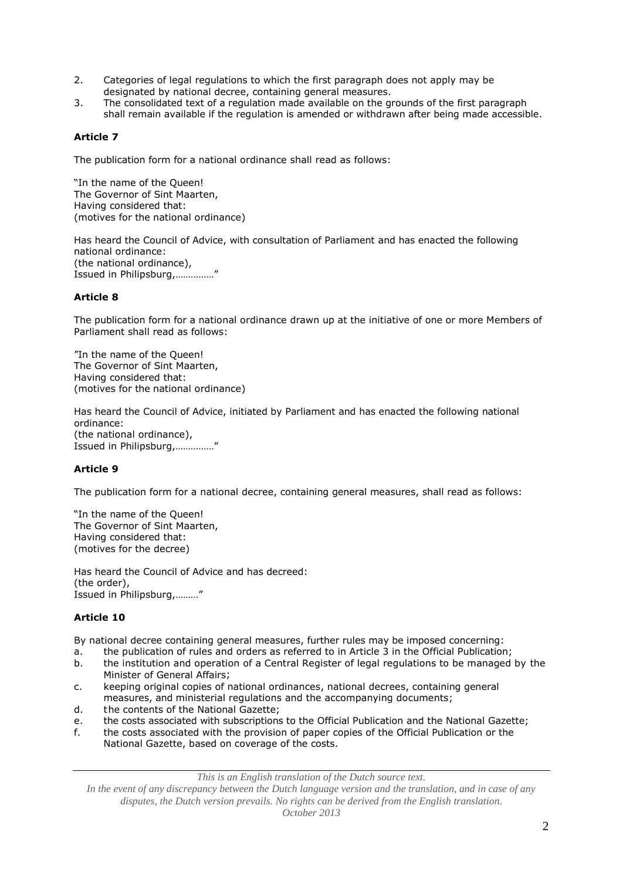2. Categories of legal regulations to which the first paragraph does not apply may be designated by national decree, containing general measures.
3. The consolidated text of a regulation made available on the grounds of the first paragraph shall remain available if the regulation is amended or withdrawn after being made accessible.

**Article 7**

The publication form for a national ordinance shall read as follows:

"In the name of the Queen!
The Governor of Sint Maarten,
Having considered that:
(motives for the national ordinance)

Has heard the Council of Advice, with consultation of Parliament and has enacted the following national ordinance:
(the national ordinance),
Issued in Philipsburg,……………"

**Article 8**

The publication form for a national ordinance drawn up at the initiative of one or more Members of Parliament shall read as follows:

"In the name of the Queen!
The Governor of Sint Maarten,
Having considered that:
(motives for the national ordinance)

Has heard the Council of Advice, initiated by Parliament and has enacted the following national ordinance:
(the national ordinance),
Issued in Philipsburg,……………"

**Article 9**

The publication form for a national decree, containing general measures, shall read as follows:

"In the name of the Queen!
The Governor of Sint Maarten,
Having considered that:
(motives for the decree)

Has heard the Council of Advice and has decreed:
(the order),
Issued in Philipsburg,………"

**Article 10**

By national decree containing general measures, further rules may be imposed concerning:

a. the publication of rules and orders as referred to in Article 3 in the Official Publication;
b. the institution and operation of a Central Register of legal regulations to be managed by the Minister of General Affairs;
c. keeping original copies of national ordinances, national decrees, containing general measures, and ministerial regulations and the accompanying documents;
d. the contents of the National Gazette;
e. the costs associated with subscriptions to the Official Publication and the National Gazette;
f. the costs associated with the provision of paper copies of the Official Publication or the National Gazette, based on coverage of the costs.

*This is an English translation of the Dutch source text.*
*In the event of any discrepancy between the Dutch language version and the translation, and in case of any disputes, the Dutch version prevails. No rights can be derived from the English translation.*
*October 2013*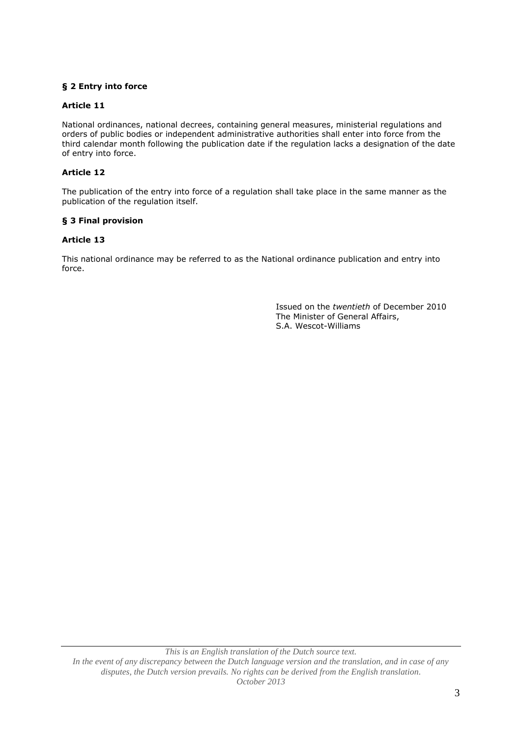### § 2 Entry into force

#### Article 11

National ordinances, national decrees, containing general measures, ministerial regulations and orders of public bodies or independent administrative authorities shall enter into force from the third calendar month following the publication date if the regulation lacks a designation of the date of entry into force.

#### Article 12

The publication of the entry into force of a regulation shall take place in the same manner as the publication of the regulation itself.

### § 3 Final provision

#### Article 13

This national ordinance may be referred to as the National ordinance publication and entry into force.

Issued on the *twentieth* of December 2010
The Minister of General Affairs,
S.A. Wescot-Williams

*This is an English translation of the Dutch source text.*
*In the event of any discrepancy between the Dutch language version and the translation, and in case of any disputes, the Dutch version prevails. No rights can be derived from the English translation.*
*October 2013*